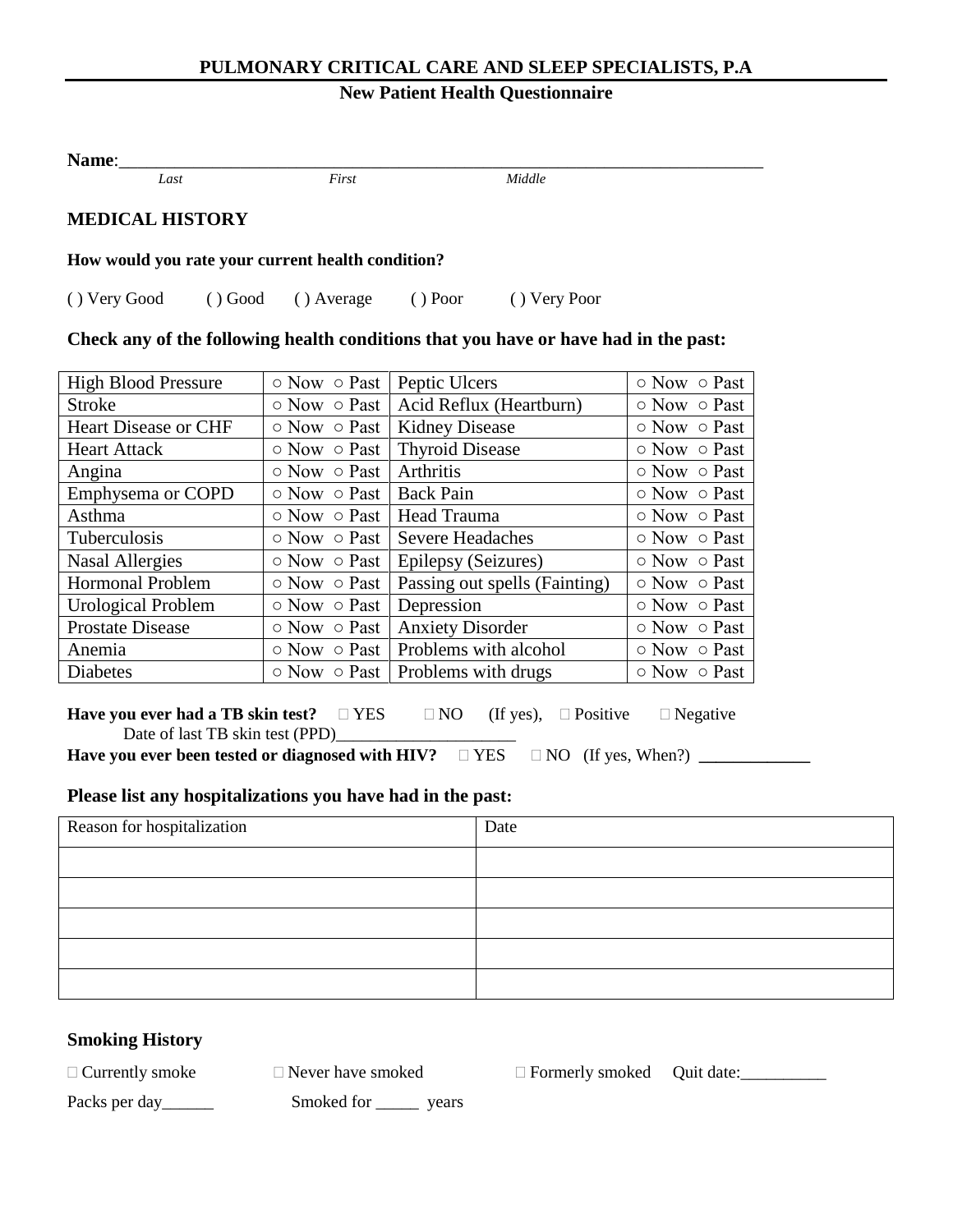**PULMONARY CRITICAL CARE AND SLEEP SPECIALISTS, P.A**

**New Patient Health Questionnaire**

**Name**:______________________________________________________________________
*Last* *First* *Middle*

## MEDICAL HISTORY

**How would you rate your current health condition?**

( ) Very Good ( ) Good ( ) Average ( ) Poor ( ) Very Poor

### Check any of the following health conditions that you have or have had in the past:

| | | | |
|---|---|---|---|
| High Blood Pressure | ○ Now ○ Past | Peptic Ulcers | ○ Now ○ Past |
| Stroke | ○ Now ○ Past | Acid Reflux (Heartburn) | ○ Now ○ Past |
| Heart Disease or CHF | ○ Now ○ Past | Kidney Disease | ○ Now ○ Past |
| Heart Attack | ○ Now ○ Past | Thyroid Disease | ○ Now ○ Past |
| Angina | ○ Now ○ Past | Arthritis | ○ Now ○ Past |
| Emphysema or COPD | ○ Now ○ Past | Back Pain | ○ Now ○ Past |
| Asthma | ○ Now ○ Past | Head Trauma | ○ Now ○ Past |
| Tuberculosis | ○ Now ○ Past | Severe Headaches | ○ Now ○ Past |
| Nasal Allergies | ○ Now ○ Past | Epilepsy (Seizures) | ○ Now ○ Past |
| Hormonal Problem | ○ Now ○ Past | Passing out spells (Fainting) | ○ Now ○ Past |
| Urological Problem | ○ Now ○ Past | Depression | ○ Now ○ Past |
| Prostate Disease | ○ Now ○ Past | Anxiety Disorder | ○ Now ○ Past |
| Anemia | ○ Now ○ Past | Problems with alcohol | ○ Now ○ Past |
| Diabetes | ○ Now ○ Past | Problems with drugs | ○ Now ○ Past |

**Have you ever had a TB skin test?** □ YES □ NO (If yes), □ Positive □ Negative
Date of last TB skin test (PPD)_____________________

**Have you ever been tested or diagnosed with HIV?** □ YES □ NO (If yes, When?) _____________

### Please list any hospitalizations you have had in the past:

| Reason for hospitalization | Date |
|---|---|
| | |
| | |
| | |
| | |
| | |

### Smoking History

□ Currently smoke □ Never have smoked □ Formerly smoked Quit date:__________

Packs per day______ Smoked for _____ years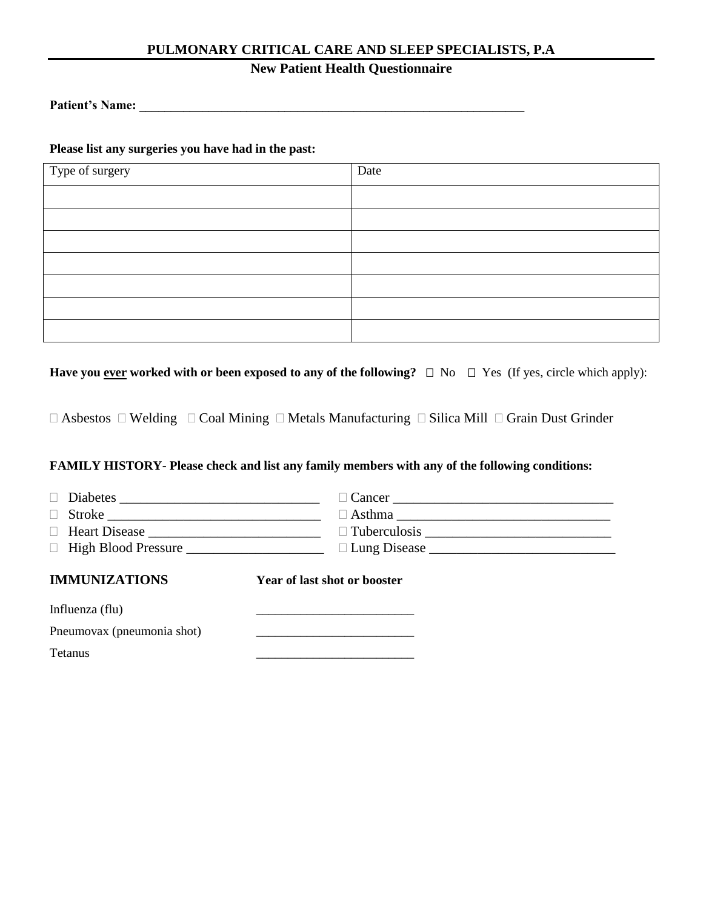**PULMONARY CRITICAL CARE AND SLEEP SPECIALISTS, P.A**

**New Patient Health Questionnaire**

**Patient's Name:** ______________________________________________________________

**Please list any surgeries you have had in the past:**

| Type of surgery | Date |
|---|---|
| | |
| | |
| | |
| | |
| | |
| | |
| | |

**Have you <u>ever</u> worked with or been exposed to any of the following?** ☐ No ☐ Yes (If yes, circle which apply):

☐ Asbestos ☐ Welding ☐ Coal Mining ☐ Metals Manufacturing ☐ Silica Mill ☐ Grain Dust Grinder

**FAMILY HISTORY- Please check and list any family members with any of the following conditions:**

☐ Diabetes ______________________________

☐ Stroke _______________________________

☐ Heart Disease _________________________

☐ High Blood Pressure ____________________

☐ Cancer ________________________________

☐ Asthma _______________________________

☐ Tuberculosis ___________________________

☐ Lung Disease ___________________________

| **IMMUNIZATIONS** | **Year of last shot or booster** |
|---|---|
| Influenza (flu) | ________________________ |
| Pneumovax (pneumonia shot) | ________________________ |
| Tetanus | ________________________ |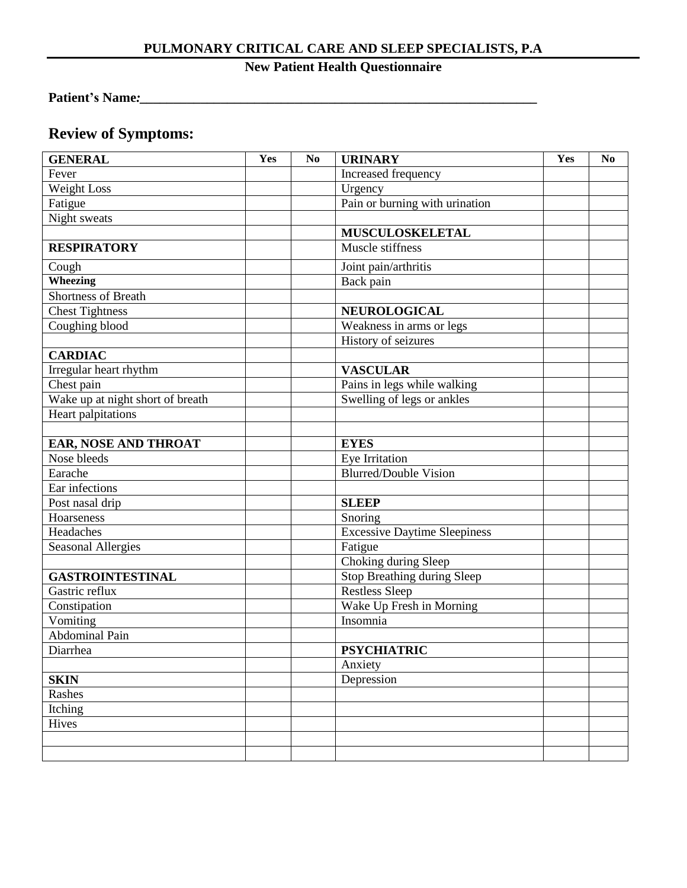**PULMONARY CRITICAL CARE AND SLEEP SPECIALISTS, P.A**

**New Patient Health Questionnaire**

**Patient's Name:**_______________________________________________________________

## Review of Symptoms:

| **GENERAL** | **Yes** | **No** | **URINARY** | **Yes** | **No** |
|---|---|---|---|---|---|
| Fever | | | Increased frequency | | |
| Weight Loss | | | Urgency | | |
| Fatigue | | | Pain or burning with urination | | |
| Night sweats | | | | | |
| | | | **MUSCULOSKELETAL** | | |
| **RESPIRATORY** | | | Muscle stiffness | | |
| Cough | | | Joint pain/arthritis | | |
| **Wheezing** | | | Back pain | | |
| Shortness of Breath | | | | | |
| Chest Tightness | | | **NEUROLOGICAL** | | |
| Coughing blood | | | Weakness in arms or legs | | |
| | | | History of seizures | | |
| **CARDIAC** | | | | | |
| Irregular heart rhythm | | | **VASCULAR** | | |
| Chest pain | | | Pains in legs while walking | | |
| Wake up at night short of breath | | | Swelling of legs or ankles | | |
| Heart palpitations | | | | | |
| | | | | | |
| **EAR, NOSE AND THROAT** | | | **EYES** | | |
| Nose bleeds | | | Eye Irritation | | |
| Earache | | | Blurred/Double Vision | | |
| Ear infections | | | | | |
| Post nasal drip | | | **SLEEP** | | |
| Hoarseness | | | Snoring | | |
| Headaches | | | Excessive Daytime Sleepiness | | |
| Seasonal Allergies | | | Fatigue | | |
| | | | Choking during Sleep | | |
| **GASTROINTESTINAL** | | | Stop Breathing during Sleep | | |
| Gastric reflux | | | Restless Sleep | | |
| Constipation | | | Wake Up Fresh in Morning | | |
| Vomiting | | | Insomnia | | |
| Abdominal Pain | | | | | |
| Diarrhea | | | **PSYCHIATRIC** | | |
| | | | Anxiety | | |
| **SKIN** | | | Depression | | |
| Rashes | | | | | |
| Itching | | | | | |
| Hives | | | | | |
| | | | | | |
| | | | | | |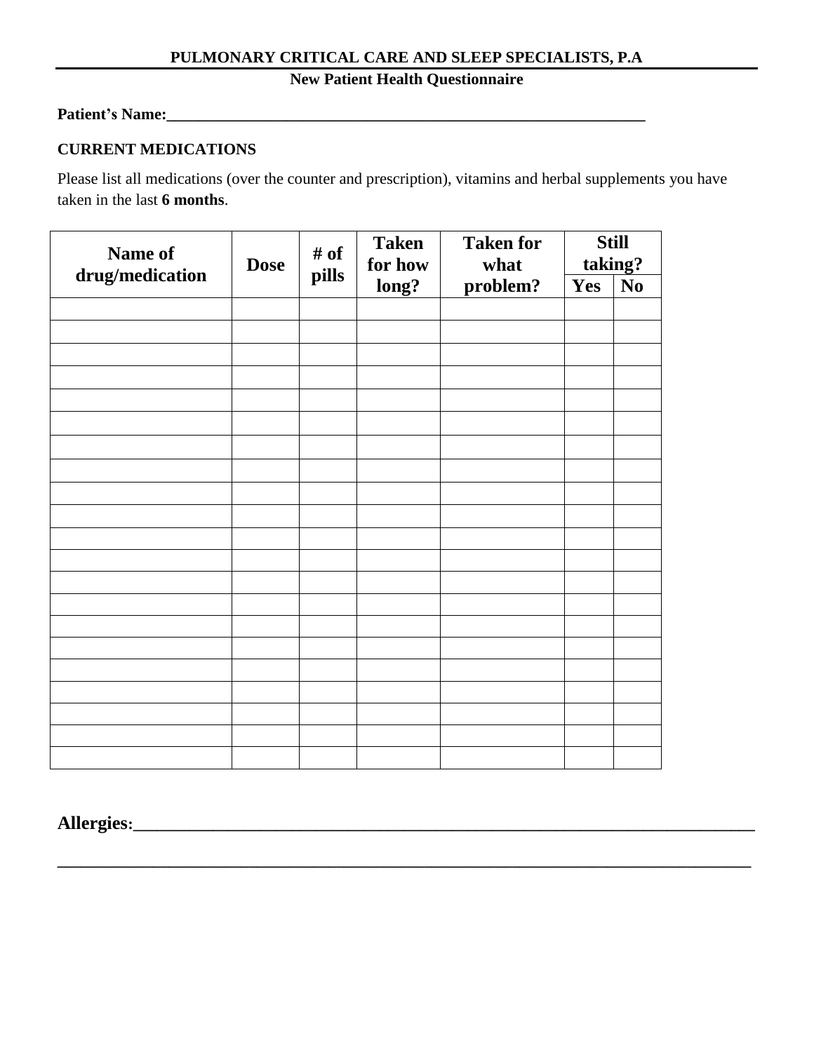**PULMONARY CRITICAL CARE AND SLEEP SPECIALISTS, P.A**

**New Patient Health Questionnaire**

**Patient's Name:**_______________________________________________________________

**CURRENT MEDICATIONS**

Please list all medications (over the counter and prescription), vitamins and herbal supplements you have taken in the last **6 months**.

| Name of drug/medication | Dose | # of pills | Taken for how long? | Taken for what problem? | Still taking? | |
|---|---|---|---|---|---|---|
| | | | | | Yes | No |
| | | | | | | |
| | | | | | | |
| | | | | | | |
| | | | | | | |
| | | | | | | |
| | | | | | | |
| | | | | | | |
| | | | | | | |
| | | | | | | |
| | | | | | | |
| | | | | | | |
| | | | | | | |
| | | | | | | |
| | | | | | | |
| | | | | | | |
| | | | | | | |
| | | | | | | |
| | | | | | | |
| | | | | | | |
| | | | | | | |
| | | | | | | |

**Allergies:**_______________________________________________________________

_______________________________________________________________________________